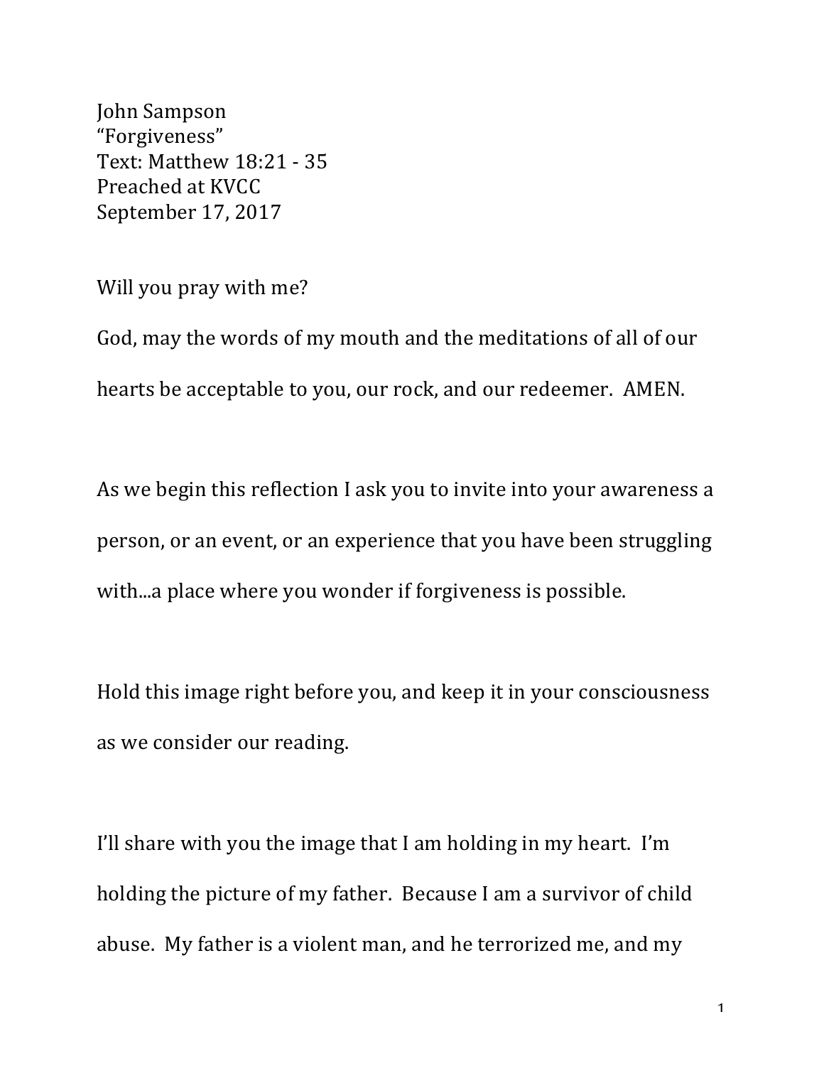John Sampson
“Forgiveness”
Text: Matthew 18:21 - 35
Preached at KVCC
September 17, 2017

Will you pray with me?

God, may the words of my mouth and the meditations of all of our hearts be acceptable to you, our rock, and our redeemer. AMEN.

As we begin this reflection I ask you to invite into your awareness a person, or an event, or an experience that you have been struggling with...a place where you wonder if forgiveness is possible.

Hold this image right before you, and keep it in your consciousness as we consider our reading.

I’ll share with you the image that I am holding in my heart. I’m holding the picture of my father. Because I am a survivor of child abuse. My father is a violent man, and he terrorized me, and my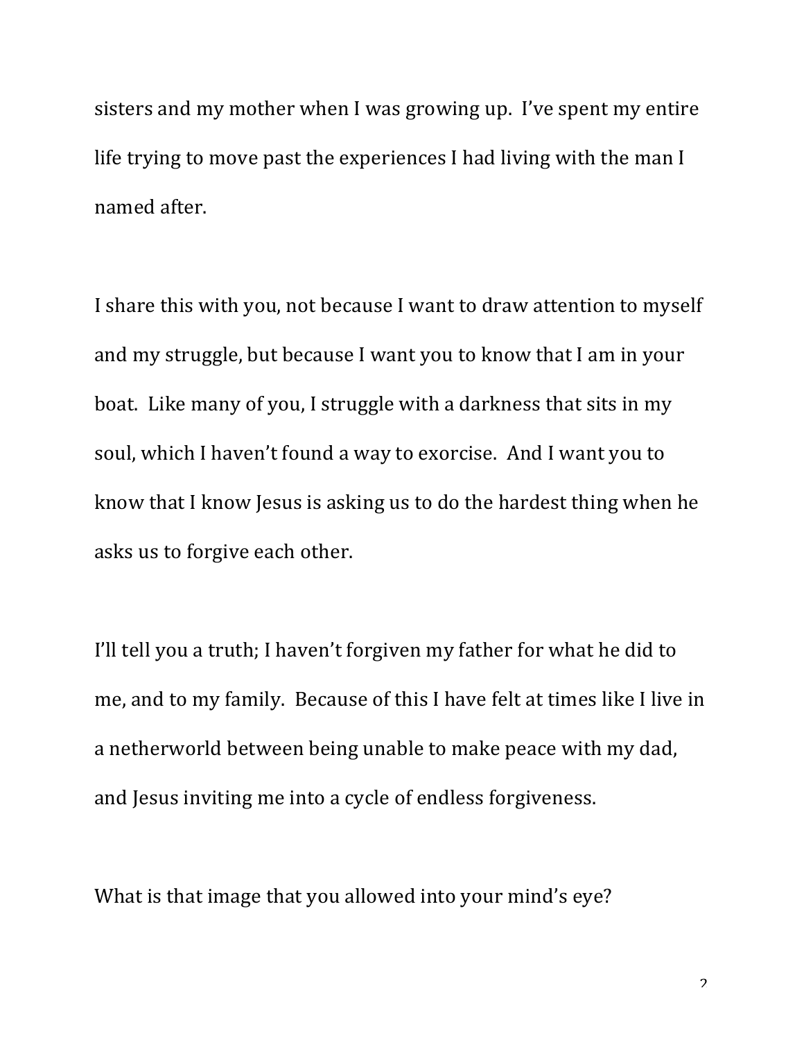sisters and my mother when I was growing up.  I've spent my entire life trying to move past the experiences I had living with the man I named after.

I share this with you, not because I want to draw attention to myself and my struggle, but because I want you to know that I am in your boat.  Like many of you, I struggle with a darkness that sits in my soul, which I haven't found a way to exorcise.  And I want you to know that I know Jesus is asking us to do the hardest thing when he asks us to forgive each other.

I'll tell you a truth; I haven't forgiven my father for what he did to me, and to my family.  Because of this I have felt at times like I live in a netherworld between being unable to make peace with my dad, and Jesus inviting me into a cycle of endless forgiveness.

What is that image that you allowed into your mind's eye?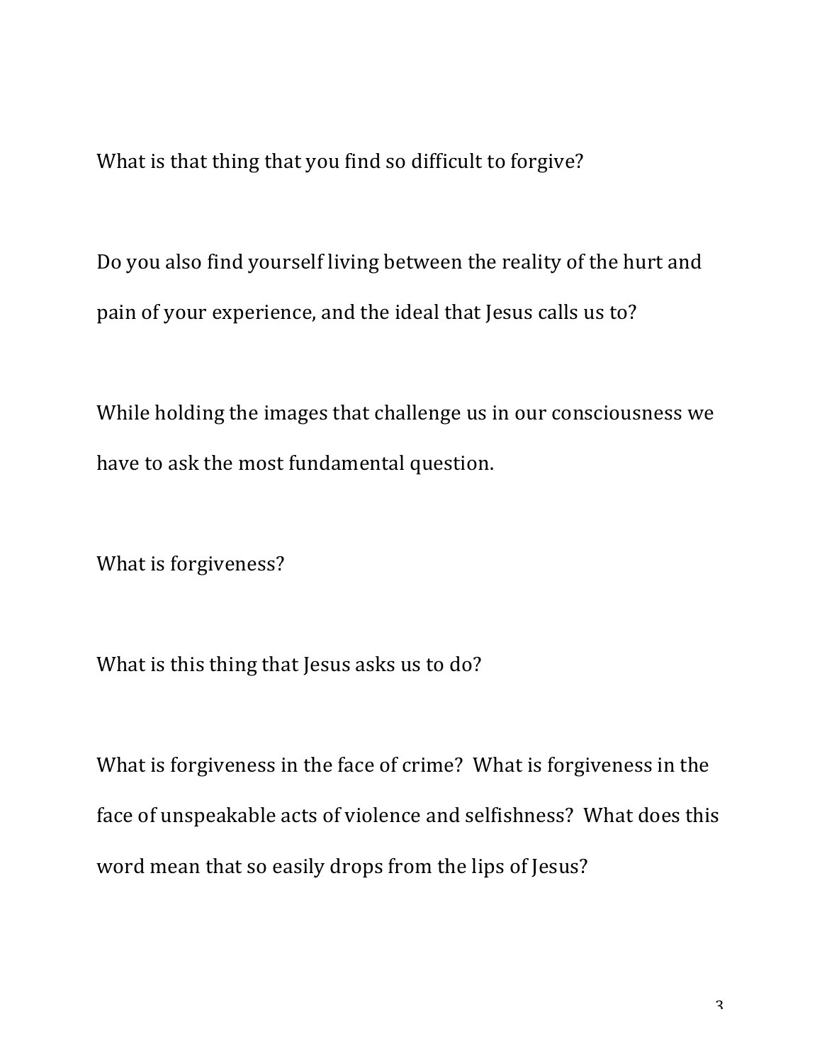What is that thing that you find so difficult to forgive?

Do you also find yourself living between the reality of the hurt and pain of your experience, and the ideal that Jesus calls us to?

While holding the images that challenge us in our consciousness we have to ask the most fundamental question.

What is forgiveness?

What is this thing that Jesus asks us to do?

What is forgiveness in the face of crime?  What is forgiveness in the face of unspeakable acts of violence and selfishness?  What does this word mean that so easily drops from the lips of Jesus?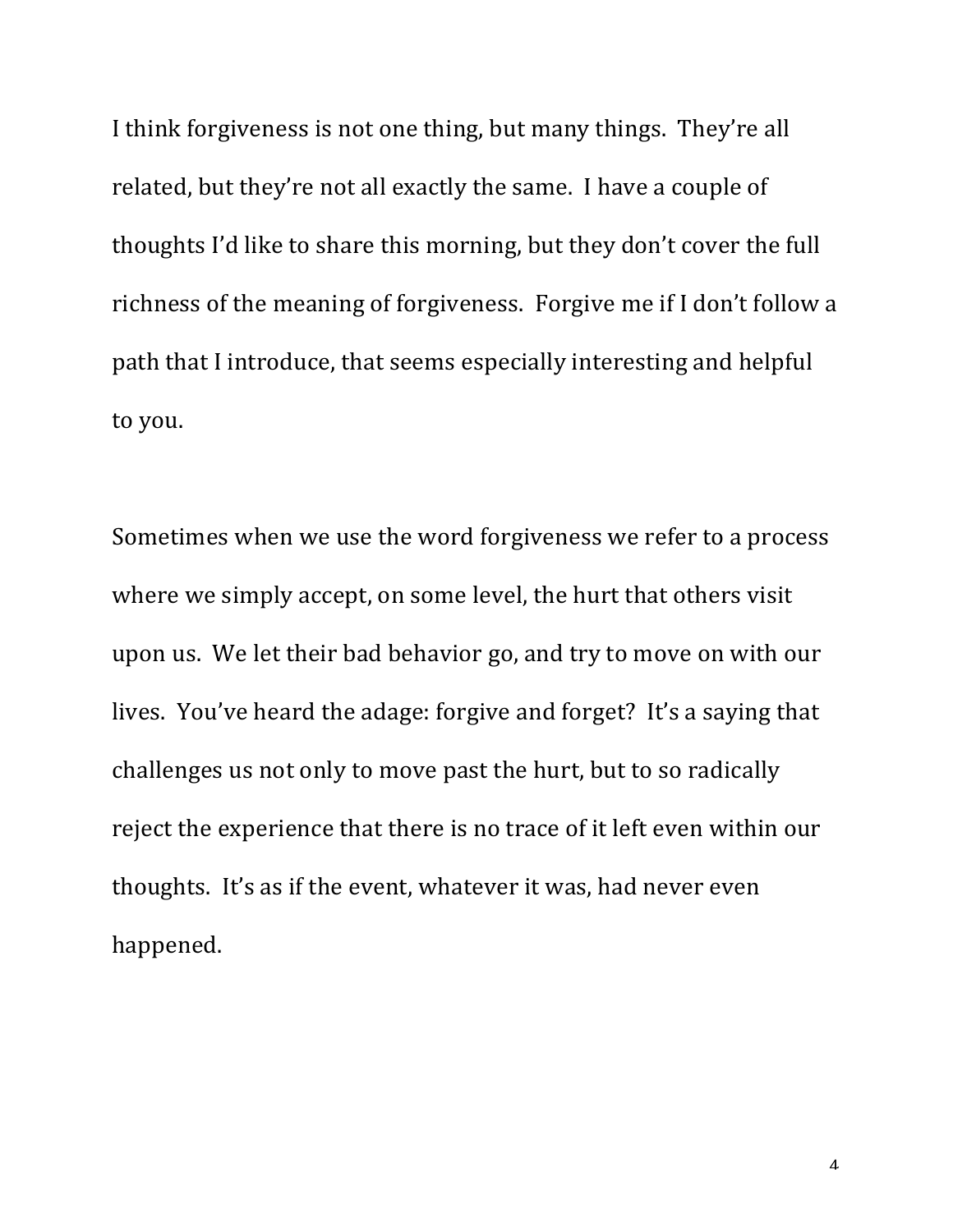I think forgiveness is not one thing, but many things. They're all related, but they're not all exactly the same. I have a couple of thoughts I'd like to share this morning, but they don't cover the full richness of the meaning of forgiveness. Forgive me if I don't follow a path that I introduce, that seems especially interesting and helpful to you.

Sometimes when we use the word forgiveness we refer to a process where we simply accept, on some level, the hurt that others visit upon us. We let their bad behavior go, and try to move on with our lives. You've heard the adage: forgive and forget? It's a saying that challenges us not only to move past the hurt, but to so radically reject the experience that there is no trace of it left even within our thoughts. It's as if the event, whatever it was, had never even happened.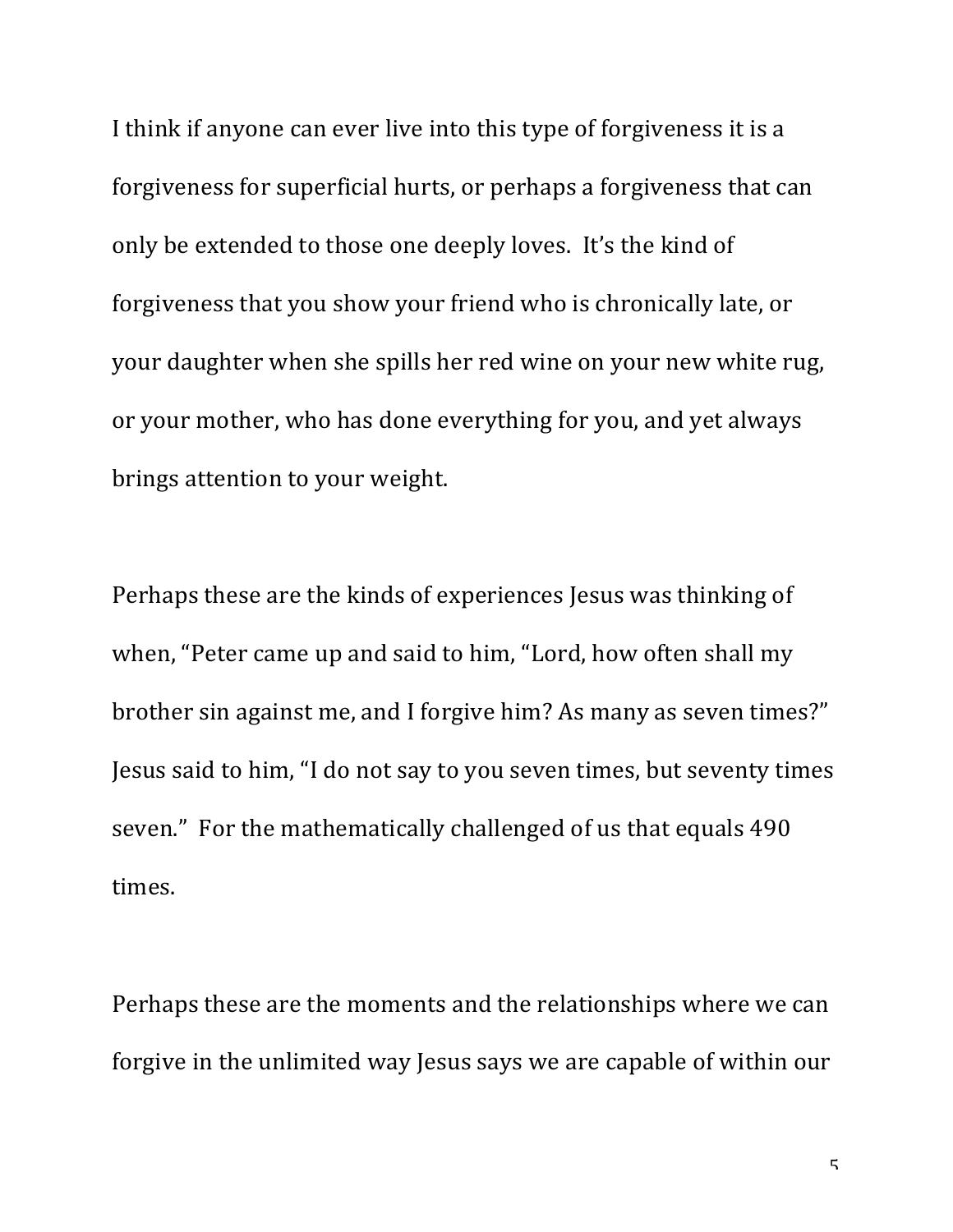I think if anyone can ever live into this type of forgiveness it is a forgiveness for superficial hurts, or perhaps a forgiveness that can only be extended to those one deeply loves.  It's the kind of forgiveness that you show your friend who is chronically late, or your daughter when she spills her red wine on your new white rug, or your mother, who has done everything for you, and yet always brings attention to your weight.

Perhaps these are the kinds of experiences Jesus was thinking of when, "Peter came up and said to him, "Lord, how often shall my brother sin against me, and I forgive him? As many as seven times?" Jesus said to him, "I do not say to you seven times, but seventy times seven."  For the mathematically challenged of us that equals 490 times.

Perhaps these are the moments and the relationships where we can forgive in the unlimited way Jesus says we are capable of within our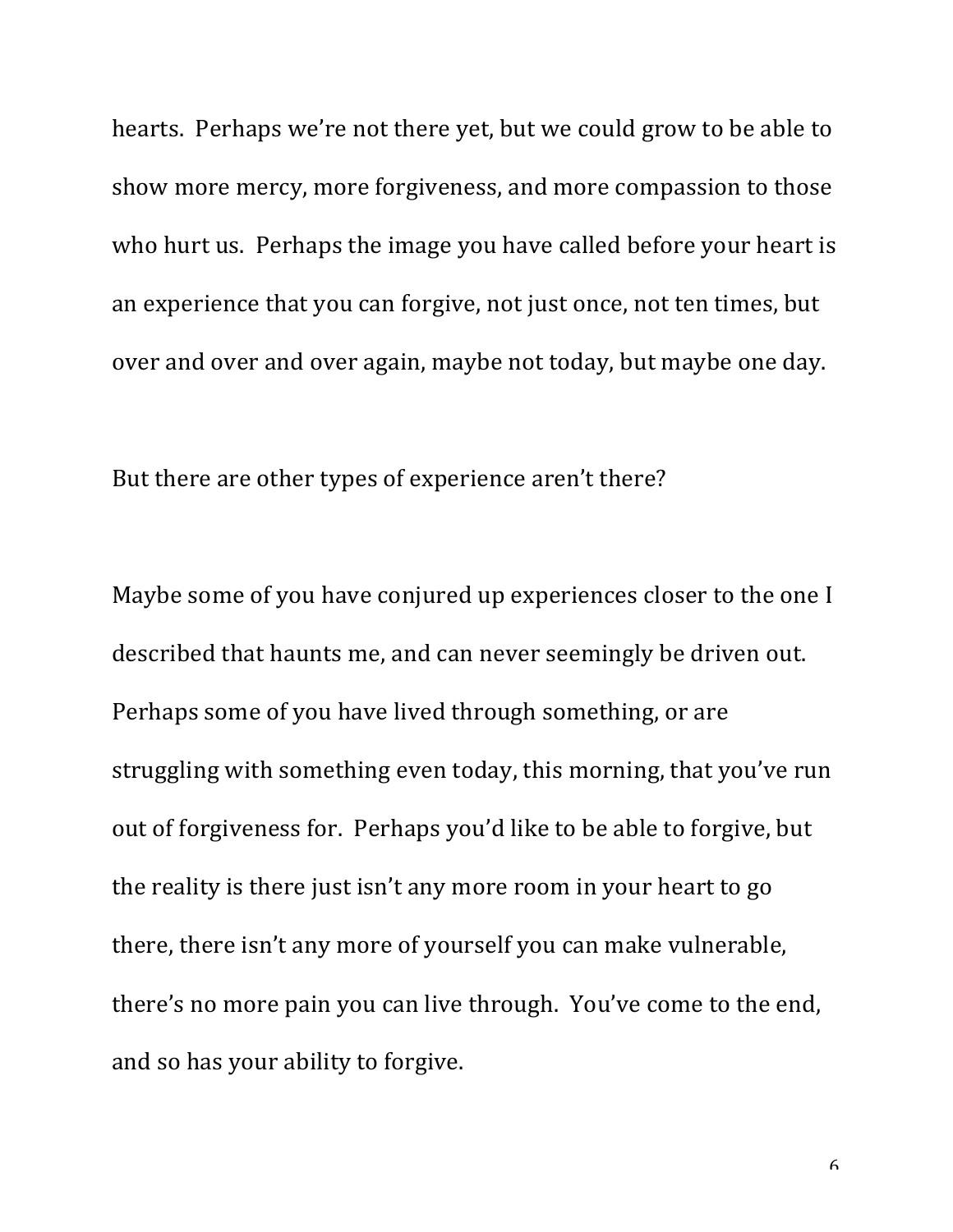hearts. Perhaps we're not there yet, but we could grow to be able to show more mercy, more forgiveness, and more compassion to those who hurt us. Perhaps the image you have called before your heart is an experience that you can forgive, not just once, not ten times, but over and over and over again, maybe not today, but maybe one day.

But there are other types of experience aren't there?

Maybe some of you have conjured up experiences closer to the one I described that haunts me, and can never seemingly be driven out. Perhaps some of you have lived through something, or are struggling with something even today, this morning, that you've run out of forgiveness for. Perhaps you'd like to be able to forgive, but the reality is there just isn't any more room in your heart to go there, there isn't any more of yourself you can make vulnerable, there's no more pain you can live through. You've come to the end, and so has your ability to forgive.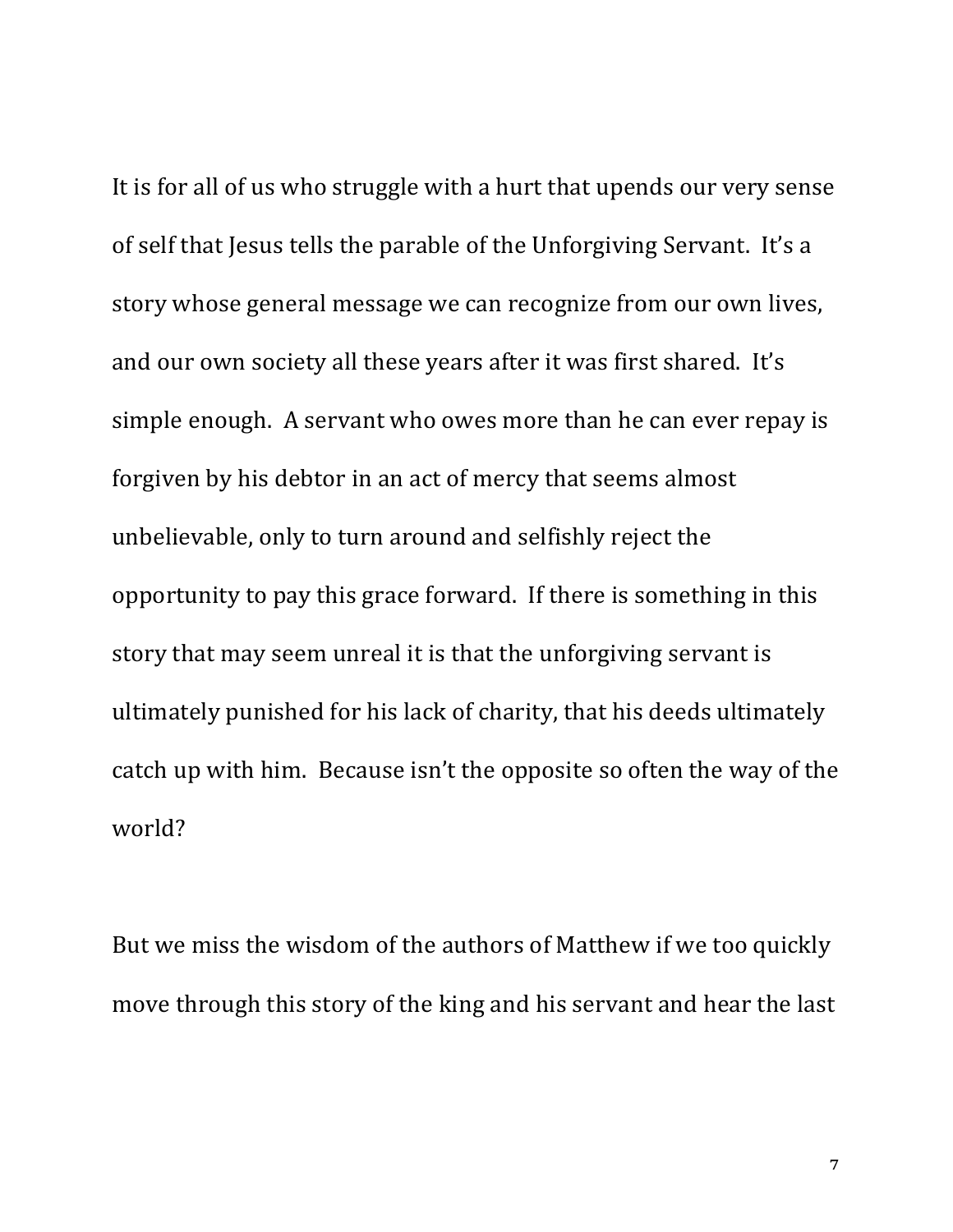It is for all of us who struggle with a hurt that upends our very sense of self that Jesus tells the parable of the Unforgiving Servant. It's a story whose general message we can recognize from our own lives, and our own society all these years after it was first shared. It's simple enough. A servant who owes more than he can ever repay is forgiven by his debtor in an act of mercy that seems almost unbelievable, only to turn around and selfishly reject the opportunity to pay this grace forward. If there is something in this story that may seem unreal it is that the unforgiving servant is ultimately punished for his lack of charity, that his deeds ultimately catch up with him. Because isn't the opposite so often the way of the world?

But we miss the wisdom of the authors of Matthew if we too quickly move through this story of the king and his servant and hear the last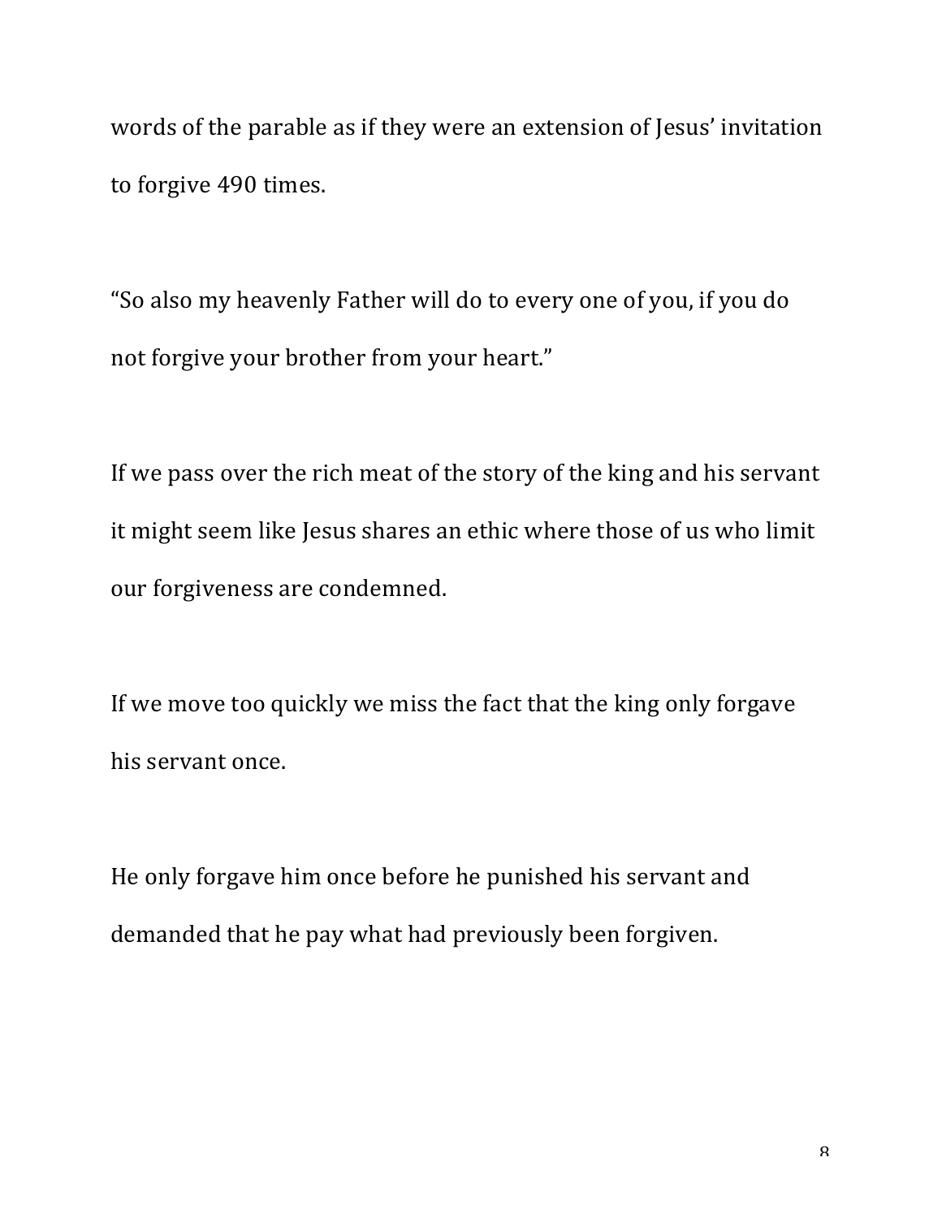words of the parable as if they were an extension of Jesus' invitation to forgive 490 times.

"So also my heavenly Father will do to every one of you, if you do not forgive your brother from your heart."

If we pass over the rich meat of the story of the king and his servant it might seem like Jesus shares an ethic where those of us who limit our forgiveness are condemned.

If we move too quickly we miss the fact that the king only forgave his servant once.

He only forgave him once before he punished his servant and demanded that he pay what had previously been forgiven.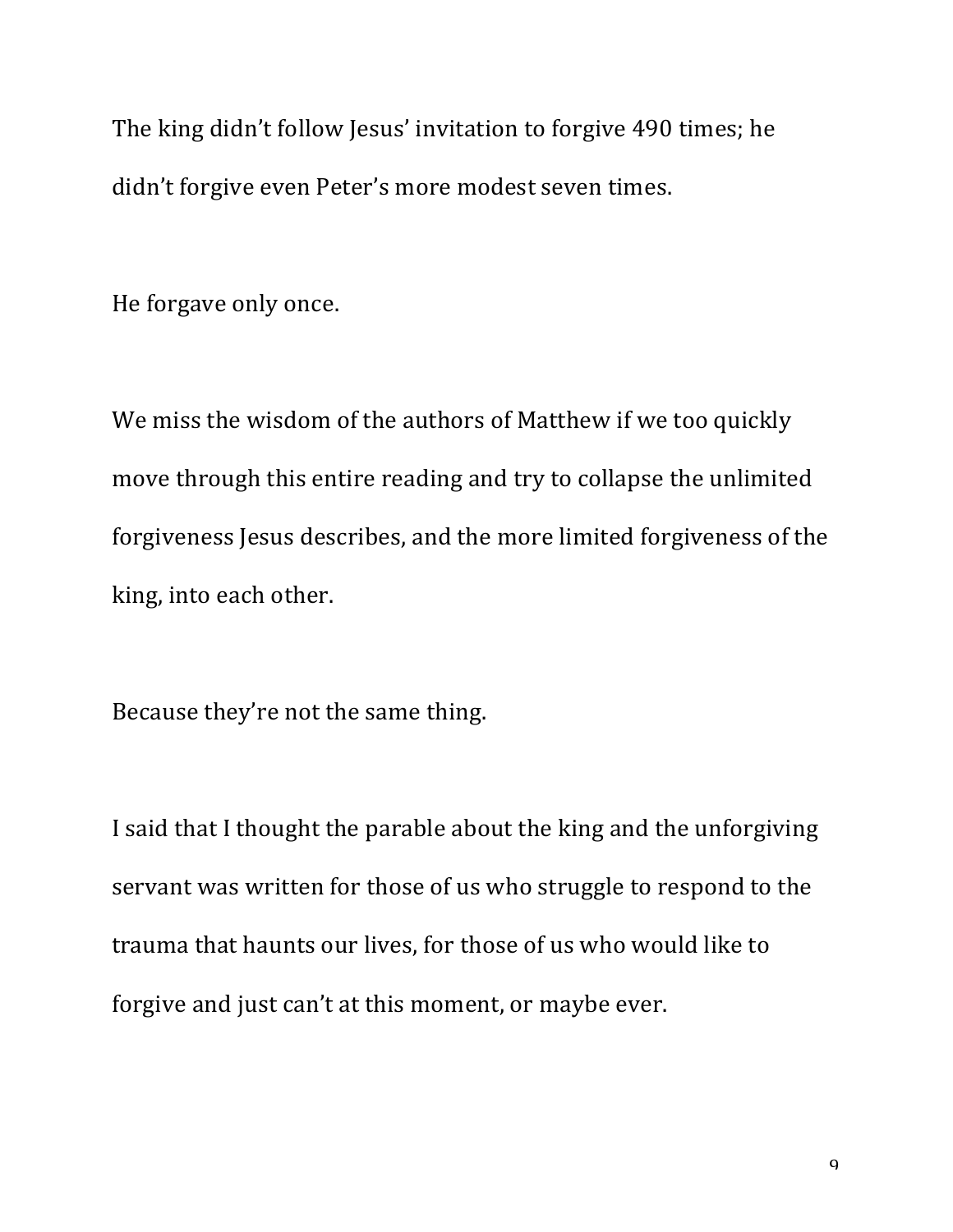The king didn't follow Jesus' invitation to forgive 490 times; he didn't forgive even Peter's more modest seven times.

He forgave only once.

We miss the wisdom of the authors of Matthew if we too quickly move through this entire reading and try to collapse the unlimited forgiveness Jesus describes, and the more limited forgiveness of the king, into each other.

Because they're not the same thing.

I said that I thought the parable about the king and the unforgiving servant was written for those of us who struggle to respond to the trauma that haunts our lives, for those of us who would like to forgive and just can't at this moment, or maybe ever.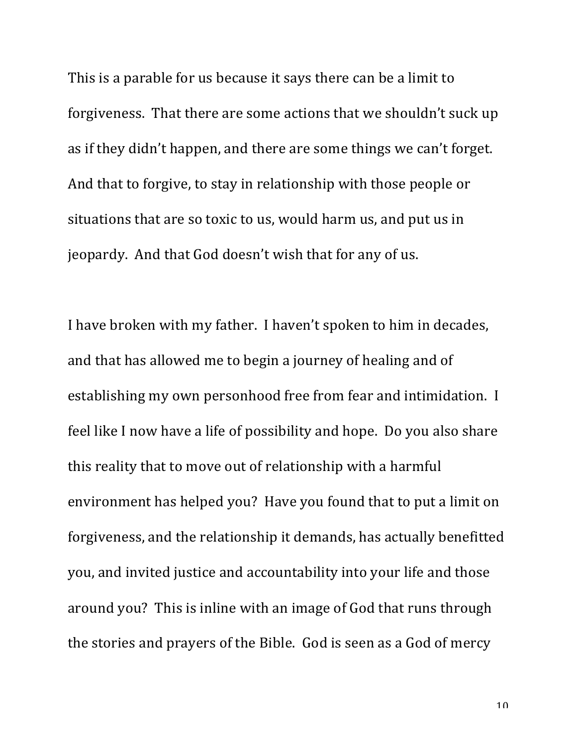This is a parable for us because it says there can be a limit to forgiveness. That there are some actions that we shouldn't suck up as if they didn't happen, and there are some things we can't forget. And that to forgive, to stay in relationship with those people or situations that are so toxic to us, would harm us, and put us in jeopardy. And that God doesn't wish that for any of us.

I have broken with my father. I haven't spoken to him in decades, and that has allowed me to begin a journey of healing and of establishing my own personhood free from fear and intimidation. I feel like I now have a life of possibility and hope. Do you also share this reality that to move out of relationship with a harmful environment has helped you? Have you found that to put a limit on forgiveness, and the relationship it demands, has actually benefitted you, and invited justice and accountability into your life and those around you? This is inline with an image of God that runs through the stories and prayers of the Bible. God is seen as a God of mercy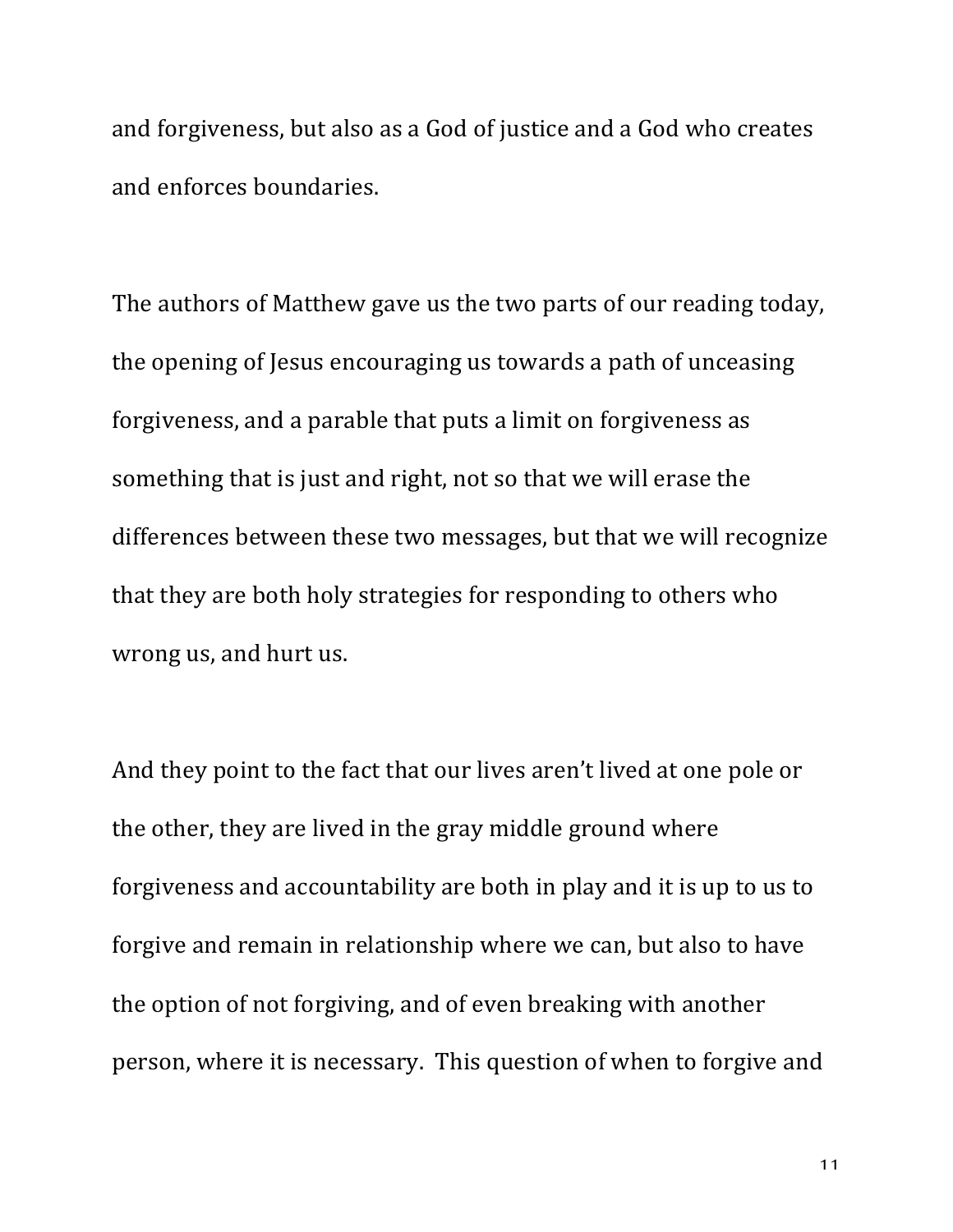and forgiveness, but also as a God of justice and a God who creates and enforces boundaries.

The authors of Matthew gave us the two parts of our reading today, the opening of Jesus encouraging us towards a path of unceasing forgiveness, and a parable that puts a limit on forgiveness as something that is just and right, not so that we will erase the differences between these two messages, but that we will recognize that they are both holy strategies for responding to others who wrong us, and hurt us.

And they point to the fact that our lives aren't lived at one pole or the other, they are lived in the gray middle ground where forgiveness and accountability are both in play and it is up to us to forgive and remain in relationship where we can, but also to have the option of not forgiving, and of even breaking with another person, where it is necessary. This question of when to forgive and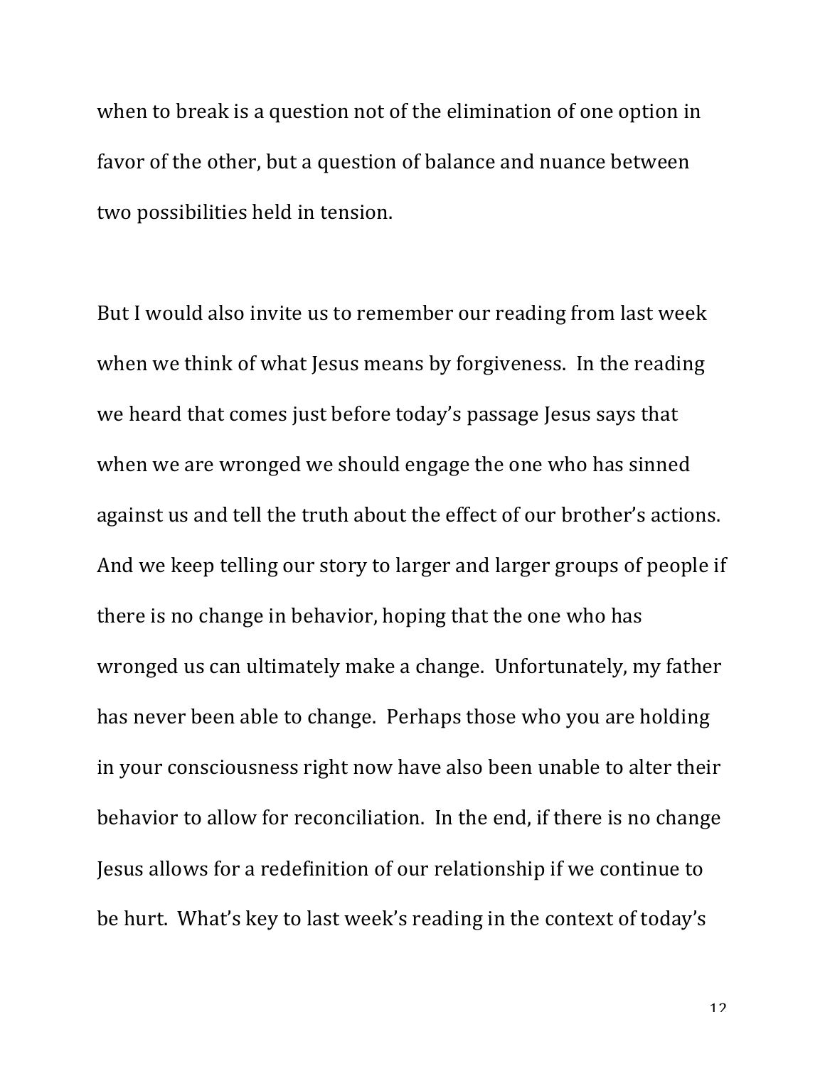when to break is a question not of the elimination of one option in favor of the other, but a question of balance and nuance between two possibilities held in tension.

But I would also invite us to remember our reading from last week when we think of what Jesus means by forgiveness. In the reading we heard that comes just before today's passage Jesus says that when we are wronged we should engage the one who has sinned against us and tell the truth about the effect of our brother's actions. And we keep telling our story to larger and larger groups of people if there is no change in behavior, hoping that the one who has wronged us can ultimately make a change. Unfortunately, my father has never been able to change. Perhaps those who you are holding in your consciousness right now have also been unable to alter their behavior to allow for reconciliation. In the end, if there is no change Jesus allows for a redefinition of our relationship if we continue to be hurt. What's key to last week's reading in the context of today's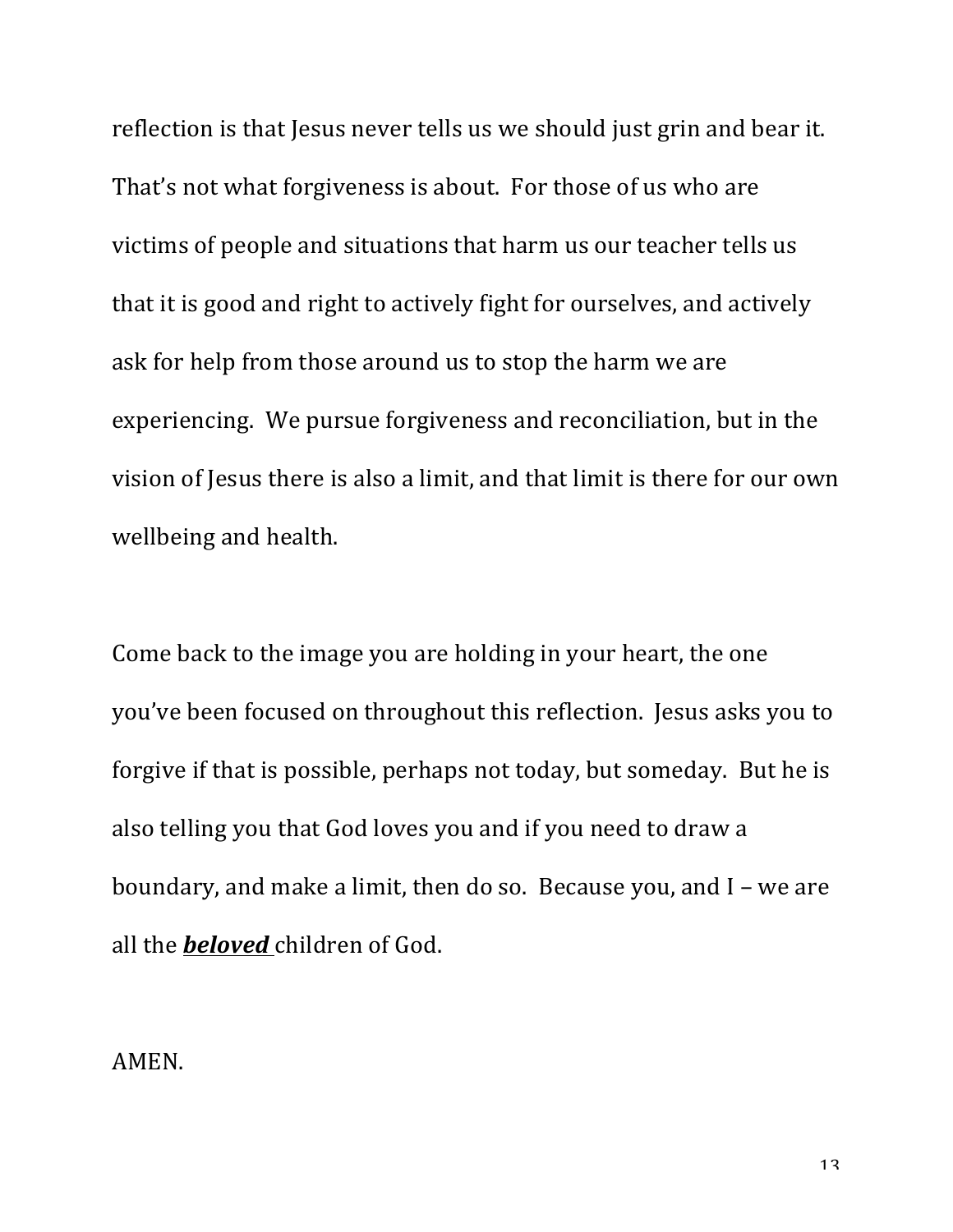reflection is that Jesus never tells us we should just grin and bear it. That's not what forgiveness is about. For those of us who are victims of people and situations that harm us our teacher tells us that it is good and right to actively fight for ourselves, and actively ask for help from those around us to stop the harm we are experiencing. We pursue forgiveness and reconciliation, but in the vision of Jesus there is also a limit, and that limit is there for our own wellbeing and health.

Come back to the image you are holding in your heart, the one you've been focused on throughout this reflection. Jesus asks you to forgive if that is possible, perhaps not today, but someday. But he is also telling you that God loves you and if you need to draw a boundary, and make a limit, then do so. Because you, and I – we are all the <u>***beloved***</u> children of God.

AMEN.